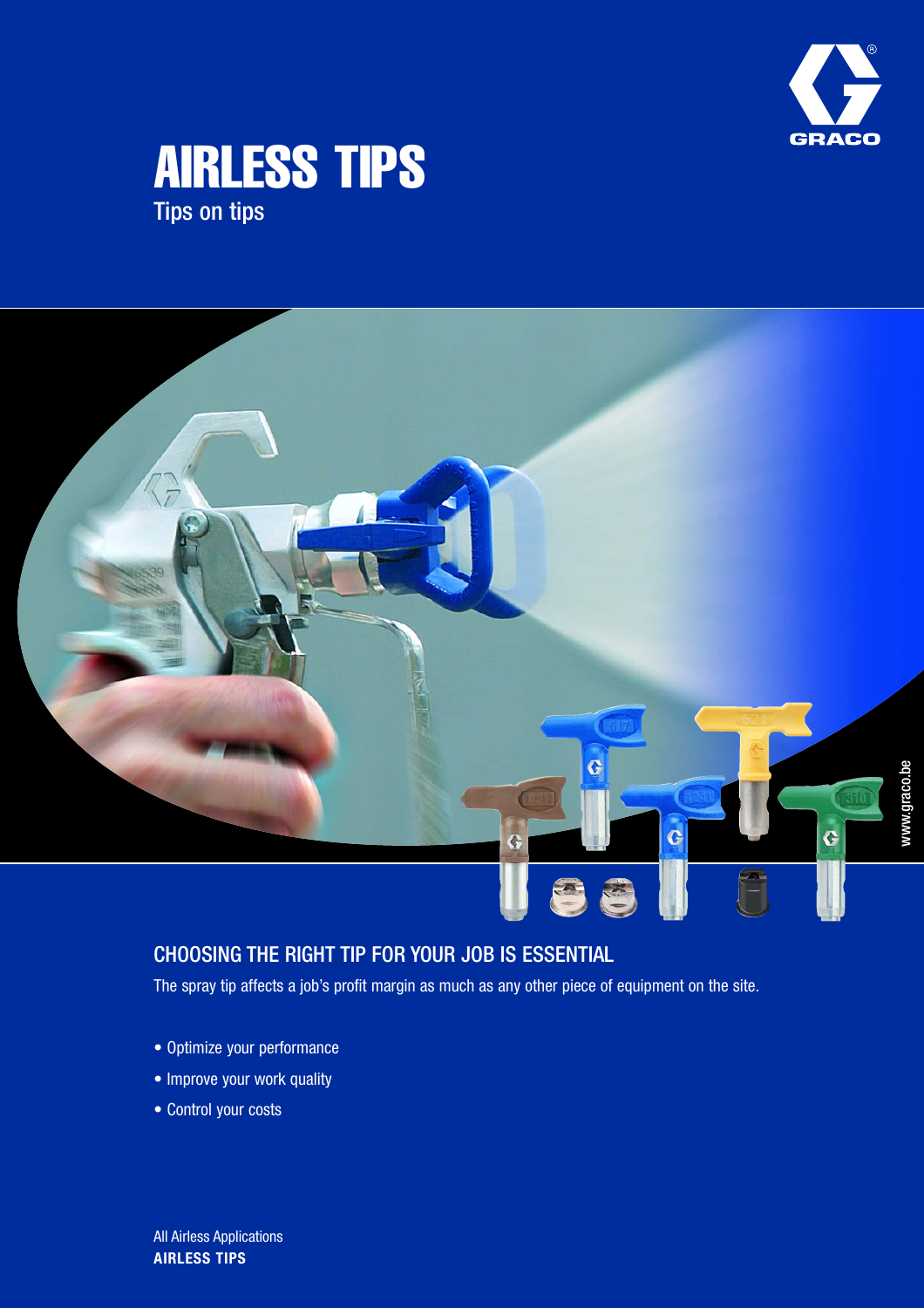# AIRLESS TIPS

Tips on tips

## CHOOSING THE RIGHT TIP FOR YOUR JOB IS ESSENTIAL

The spray tip affects a job's profit margin as much as any other piece of equipment on the site.

- Optimize your performance
- Improve your work quality
- Control your costs

All Airless Applications
**AIRLESS TIPS**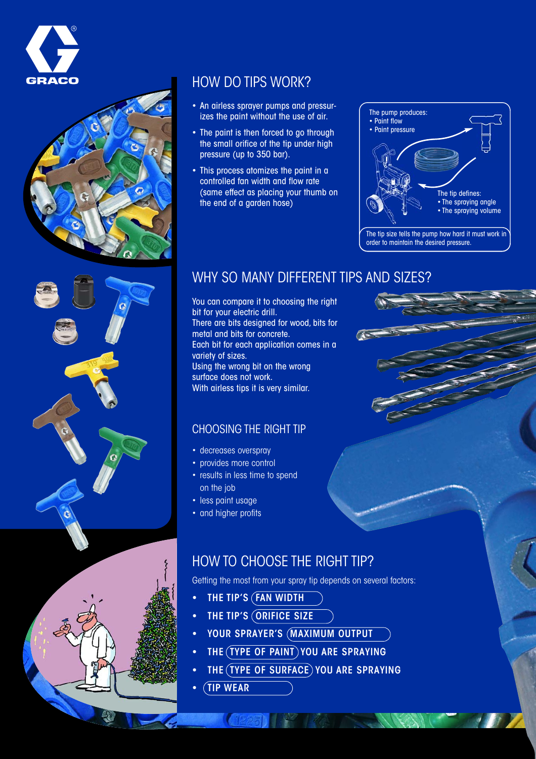## HOW DO TIPS WORK?

- An airless sprayer pumps and pressurizes the paint without the use of air.
- The paint is then forced to go through the small orifice of the tip under high pressure (up to 350 bar).
- This process atomizes the paint in a controlled fan width and flow rate (same effect as placing your thumb on the end of a garden hose)

The pump produces:
- Paint flow
- Paint pressure

The tip defines:
- The spraying angle
- The spraying volume

The tip size tells the pump how hard it must work in order to maintain the desired pressure.

## WHY SO MANY DIFFERENT TIPS AND SIZES?

You can compare it to choosing the right bit for your electric drill.
There are bits designed for wood, bits for metal and bits for concrete.
Each bit for each application comes in a variety of sizes.
Using the wrong bit on the wrong surface does not work.
With airless tips it is very similar.

### CHOOSING THE RIGHT TIP

- decreases overspray
- provides more control
- results in less time to spend on the job
- less paint usage
- and higher profits

## HOW TO CHOOSE THE RIGHT TIP?

Getting the most from your spray tip depends on several factors:

- THE TIP'S FAN WIDTH
- THE TIP'S ORIFICE SIZE
- YOUR SPRAYER'S MAXIMUM OUTPUT
- THE TYPE OF PAINT YOU ARE SPRAYING
- THE TYPE OF SURFACE YOU ARE SPRAYING
- TIP WEAR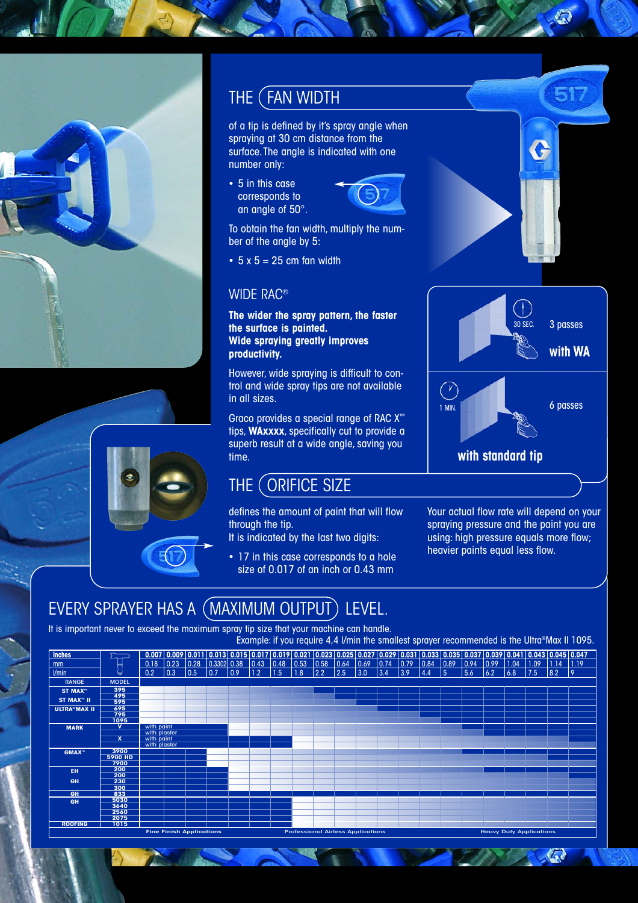## THE FAN WIDTH

of a tip is defined by it's spray angle when spraying at 30 cm distance from the surface. The angle is indicated with one number only:

- 5 in this case corresponds to an angle of 50°.

To obtain the fan width, multiply the number of the angle by 5:

- 5 x 5 = 25 cm fan width

### WIDE RAC®

**The wider the spray pattern, the faster the surface is painted.**
**Wide spraying greatly improves productivity.**

However, wide spraying is difficult to control and wide spray tips are not available in all sizes.

Graco provides a special range of RAC X™ tips, **WAxxxx**, specifically cut to provide a superb result at a wide angle, saving you time.

30 SEC. 3 passes **with WA**

1 MIN. 6 passes **with standard tip**

## THE ORIFICE SIZE

defines the amount of paint that will flow through the tip.
It is indicated by the last two digits:

- 17 in this case corresponds to a hole size of 0.017 of an inch or 0.43 mm

Your actual flow rate will depend on your spraying pressure and the paint you are using: high pressure equals more flow; heavier paints equal less flow.

## EVERY SPRAYER HAS A MAXIMUM OUTPUT LEVEL.

It is important never to exceed the maximum spray tip size that your machine can handle.

Example: if you require 4,4 l/min the smallest sprayer recommended is the Ultra®Max II 1095.

| Inches | | 0.007 | 0.009 | 0.011 | 0.013 | 0.015 | 0.017 | 0.019 | 0.021 | 0.023 | 0.025 | 0.027 | 0.029 | 0.031 | 0.033 | 0.035 | 0.037 | 0.039 | 0.041 | 0.043 | 0.045 | 0.047 |
|---|---|---|---|---|---|---|---|---|---|---|---|---|---|---|---|---|---|---|---|---|---|---|
| mm | | 0.18 | 0.23 | 0.28 | 0.3302 | 0.38 | 0.43 | 0.48 | 0.53 | 0.58 | 0.64 | 0.69 | 0.74 | 0.79 | 0.84 | 0.89 | 0.94 | 0.99 | 1.04 | 1.09 | 1.14 | 1.19 |
| l/min | | 0.2 | 0.3 | 0.5 | 0.7 | 0.9 | 1.2 | 1.5 | 1.8 | 2.2 | 2.5 | 3.0 | 3.4 | 3.9 | 4.4 | 5 | 5.6 | 6.2 | 6.8 | 7.5 | 8.2 | 9 |
| RANGE | MODEL | | | | | | | | | | | | | | | | | | | | | |
| ST MAX™ | 395 | | | | | | | | | | | | | | | | | | | | | |
| | 495 | | | | | | | | | | | | | | | | | | | | | |
| ST MAX™ II | 595 | | | | | | | | | | | | | | | | | | | | | |
| ULTRA®MAX II | 695 | | | | | | | | | | | | | | | | | | | | | |
| | 795 | | | | | | | | | | | | | | | | | | | | | |
| | 1095 | | | | | | | | | | | | | | | | | | | | | |
| MARK | V | with paint | | | | | | | | | | | | | | | | | | | | |
| | | with plaster | | | | | | | | | | | | | | | | | | | | |
| | X | with paint | | | | | | | | | | | | | | | | | | | | |
| | | with plaster | | | | | | | | | | | | | | | | | | | | |
| GMAX™ | 3900 | | | | | | | | | | | | | | | | | | | | | |
| | 5900 HD | | | | | | | | | | | | | | | | | | | | | |
| | 7900 | | | | | | | | | | | | | | | | | | | | | |
| EH | 200 | | | | | | | | | | | | | | | | | | | | | |
| | 200 | | | | | | | | | | | | | | | | | | | | | |
| GH | 230 | | | | | | | | | | | | | | | | | | | | | |
| | 300 | | | | | | | | | | | | | | | | | | | | | |
| GH | 833 | | | | | | | | | | | | | | | | | | | | | |
| GH | 5030 | | | | | | | | | | | | | | | | | | | | | |
| | 3640 | | | | | | | | | | | | | | | | | | | | | |
| | 2560 | | | | | | | | | | | | | | | | | | | | | |
| | 2075 | | | | | | | | | | | | | | | | | | | | | |
| ROOFING | 1015 | | | | | | | | | | | | | | | | | | | | | |

Fine Finish Applications — Professional Airless Applications — Heavy Duty Applications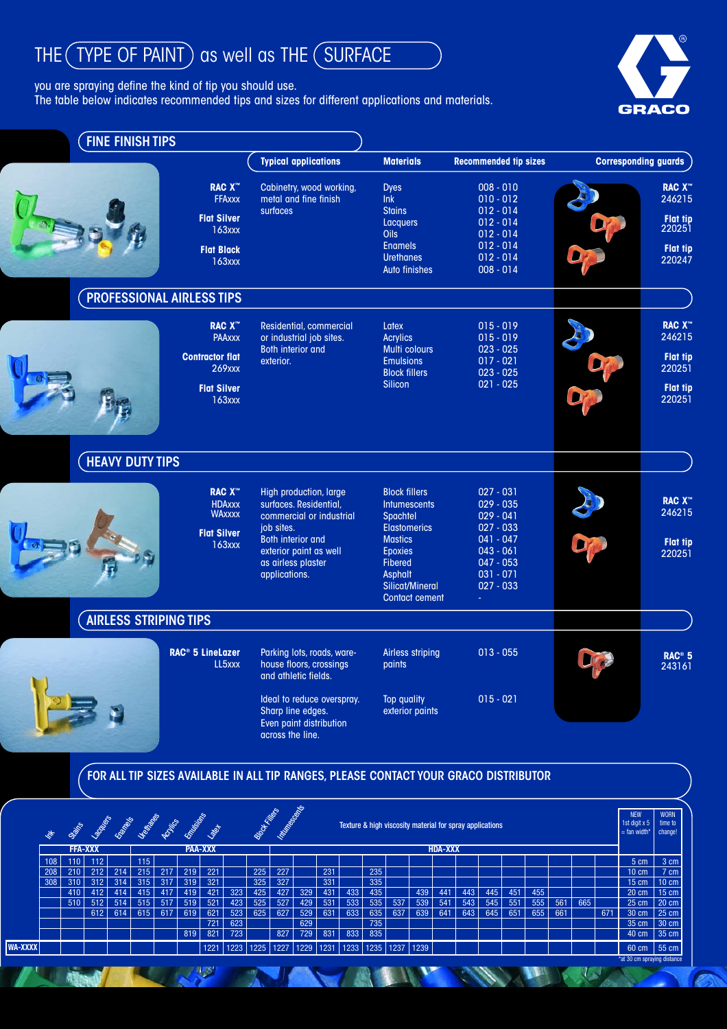# THE TYPE OF PAINT as well as THE SURFACE

you are spraying define the kind of tip you should use.
The table below indicates recommended tips and sizes for different applications and materials.

GRACO

## FINE FINISH TIPS

| Tips | Typical applications | Materials | Recommended tip sizes | Corresponding guards |
|---|---|---|---|---|
| **RAC X™** FFAxxx | Cabinetry, wood working, metal and fine finish surfaces | Dyes | 008 - 010 | **RAC X™** 246215 |
| **Flat Silver** 163xxx | | Ink | 010 - 012 | **Flat tip** 220251 |
| **Flat Black** 163xxx | | Stains | 012 - 014 | **Flat tip** 220247 |
| | | Lacquers | 012 - 014 | |
| | | Oils | 012 - 014 | |
| | | Enamels | 012 - 014 | |
| | | Urethanes | 012 - 014 | |
| | | Auto finishes | 008 - 014 | |

## PROFESSIONAL AIRLESS TIPS

| Tips | Typical applications | Materials | Recommended tip sizes | Corresponding guards |
|---|---|---|---|---|
| **RAC X™** PAAxxx | Residential, commercial or industrial job sites. Both interior and exterior. | Latex | 015 - 019 | **RAC X™** 246215 |
| **Contractor flat** 269xxx | | Acrylics | 015 - 019 | **Flat tip** 220251 |
| **Flat Silver** 163xxx | | Multi colours | 023 - 025 | **Flat tip** 220251 |
| | | Emulsions | 017 - 021 | |
| | | Block fillers | 023 - 025 | |
| | | Silicon | 021 - 025 | |

## HEAVY DUTY TIPS

| Tips | Typical applications | Materials | Recommended tip sizes | Corresponding guards |
|---|---|---|---|---|
| **RAC X™** HDAxxx WAxxxx | High production, large surfaces. Residential, commercial or industrial job sites. Both interior and exterior paint as well as airless plaster applications. | Block fillers | 027 - 031 | **RAC X™** 246215 |
| **Flat Silver** 163xxx | | Intumescents | 029 - 035 | **Flat tip** 220251 |
| | | Spachtel | 029 - 041 | |
| | | Elastomerics | 027 - 033 | |
| | | Mastics | 041 - 047 | |
| | | Epoxies | 043 - 061 | |
| | | Fibered | 047 - 053 | |
| | | Asphalt | 031 - 071 | |
| | | Silicat/Mineral | 027 - 033 | |
| | | Contact cement | - | |

## AIRLESS STRIPING TIPS

| Tips | Typical applications | Materials | Recommended tip sizes | Corresponding guards |
|---|---|---|---|---|
| **RAC® 5 LineLazer** LL5xxx | Parking lots, roads, warehouse floors, crossings and athletic fields. | Airless striping paints | 013 - 055 | **RAC® 5** 243161 |
| | Ideal to reduce overspray. Sharp line edges. Even paint distribution across the line. | Top quality exterior paints | 015 - 021 | |

## FOR ALL TIP SIZES AVAILABLE IN ALL TIP RANGES, PLEASE CONTACT YOUR GRACO DISTRIBUTOR

| | Ink | Stains | Lacquers | Enamels | Urethanes | Acrylics | Emulsions | Latex | | Block Fillers | Intumescents | Texture & high viscosity material for spray applications | | | | | | | | | | | | | | NEW 1st digit x 5 = fan width* | WORN time to change! |
|---|---|---|---|---|---|---|---|---|---|---|---|---|---|---|---|---|---|---|---|---|---|---|---|---|---|---|---|
| | | FFA-XXX | | | | | | PAA-XXX | | | | | | | | | | HDA-XXX | | | | | | | | | |
| | 108 | 110 | 112 | | 115 | | | | | | | | | | | | | | | | | | | | | 5 cm | 3 cm |
| | 208 | 210 | 212 | 214 | 215 | 217 | 219 | 221 | | 225 | 227 | | 231 | | 235 | | | | | | | | | | | 10 cm | 7 cm |
| | 308 | 310 | 312 | 314 | 315 | 317 | 319 | 321 | | 325 | 327 | | 331 | | 335 | | | | | | | | | | | 15 cm | 10 cm |
| | | 410 | 412 | 414 | 415 | 417 | 419 | 421 | 323 | 425 | 427 | 329 | 431 | 433 | 435 | | 439 | 441 | 443 | 445 | 451 | 455 | | | | 20 cm | 15 cm |
| | | 510 | 512 | 514 | 515 | 517 | 519 | 521 | 423 | 525 | 527 | 429 | 531 | 533 | 535 | 537 | 539 | 541 | 543 | 545 | 551 | 555 | 561 | 665 | | 25 cm | 20 cm |
| | | | 612 | 614 | 615 | 617 | 619 | 621 | 523 | 625 | 627 | 529 | 631 | 633 | 635 | 637 | 639 | 641 | 643 | 645 | 651 | 655 | 661 | | 671 | 30 cm | 25 cm |
| | | | | | | | | 721 | 623 | | | 629 | | | 735 | | | | | | | | | | | 35 cm | 30 cm |
| | | | | | | | 819 | 821 | 723 | | 827 | 729 | 831 | 833 | 835 | | | | | | | | | | | 40 cm | 35 cm |
| WA-XXXX | | | | | | | | 1221 | 1223 | 1225 | 1227 | 1229 | 1231 | 1233 | 1235 | 1237 | 1239 | | | | | | | | | 60 cm | 55 cm |

*at 30 cm spraying distance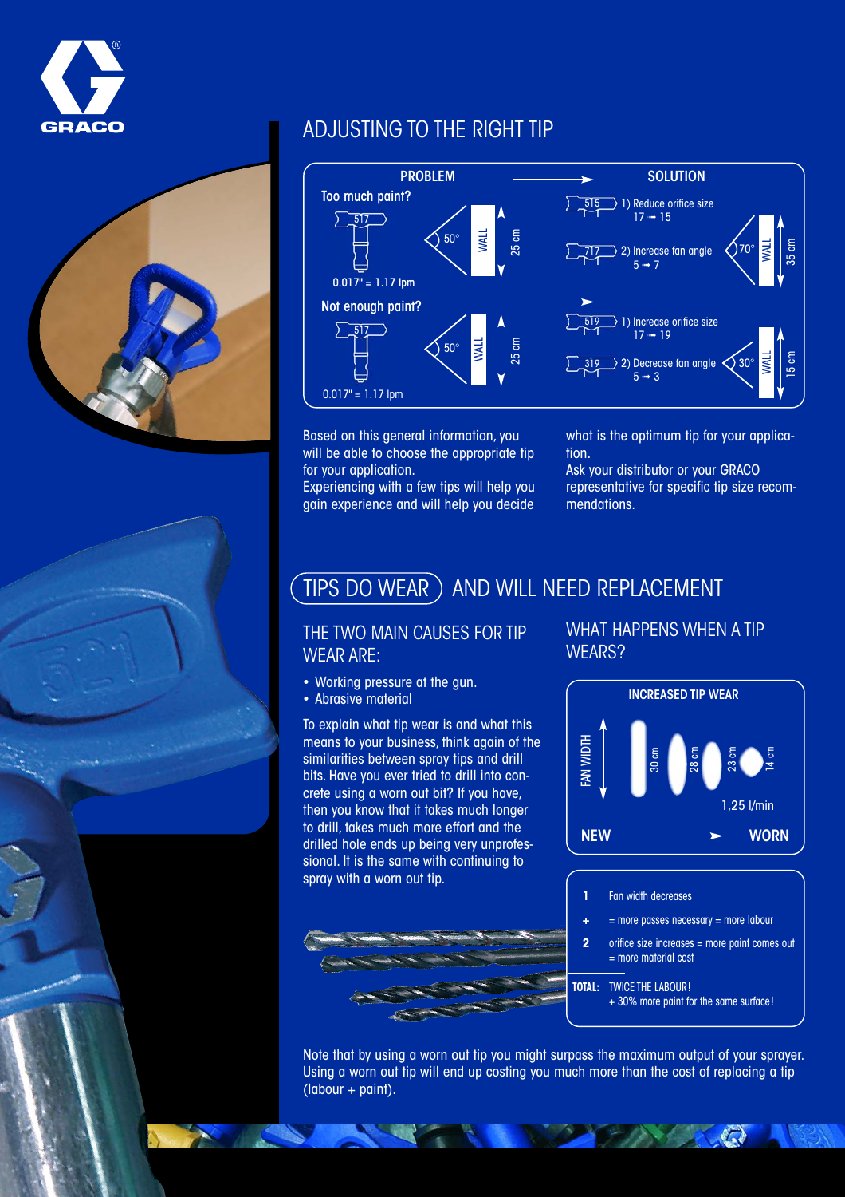# ADJUSTING TO THE RIGHT TIP

| PROBLEM | SOLUTION |
|---|---|
| **Too much paint?** 517, 50°, WALL 25 cm, 0.017" = 1.17 lpm | 515 1) Reduce orifice size 17 → 15; 717 2) Increase fan angle 5 → 7 (70°, WALL 35 cm) |
| **Not enough paint?** 517, 50°, WALL 25 cm, 0.017" = 1.17 lpm | 519 1) Increase orifice size 17 → 19; 319 2) Decrease fan angle 5 → 3 (30°, WALL 15 cm) |

Based on this general information, you will be able to choose the appropriate tip for your application.
Experiencing with a few tips will help you gain experience and will help you decide what is the optimum tip for your application.
Ask your distributor or your GRACO representative for specific tip size recommendations.

# TIPS DO WEAR AND WILL NEED REPLACEMENT

## THE TWO MAIN CAUSES FOR TIP WEAR ARE:

- Working pressure at the gun.
- Abrasive material

To explain what tip wear is and what this means to your business, think again of the similarities between spray tips and drill bits. Have you ever tried to drill into concrete using a worn out bit? If you have, then you know that it takes much longer to drill, takes much more effort and the drilled hole ends up being very unprofessional. It is the same with continuing to spray with a worn out tip.

## WHAT HAPPENS WHEN A TIP WEARS?

**INCREASED TIP WEAR**

FAN WIDTH: 30 cm, 28 cm, 23 cm, 14 cm

1,25 l/min

**NEW** → **WORN**

| | |
|---|---|
| **1** | Fan width decreases |
| **+** | = more passes necessary = more labour |
| **2** | orifice size increases = more paint comes out = more material cost |
| **TOTAL:** | TWICE THE LABOUR! + 30% more paint for the same surface! |

Note that by using a worn out tip you might surpass the maximum output of your sprayer. Using a worn out tip will end up costing you much more than the cost of replacing a tip (labour + paint).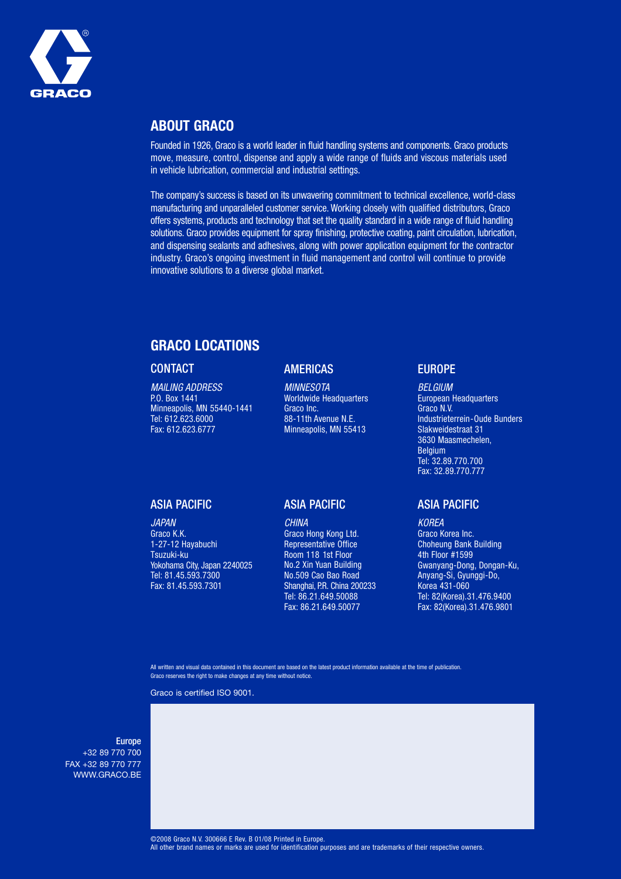GRACO

## ABOUT GRACO

Founded in 1926, Graco is a world leader in fluid handling systems and components. Graco products move, measure, control, dispense and apply a wide range of fluids and viscous materials used in vehicle lubrication, commercial and industrial settings.

The company's success is based on its unwavering commitment to technical excellence, world-class manufacturing and unparalleled customer service. Working closely with qualified distributors, Graco offers systems, products and technology that set the quality standard in a wide range of fluid handling solutions. Graco provides equipment for spray finishing, protective coating, paint circulation, lubrication, and dispensing sealants and adhesives, along with power application equipment for the contractor industry. Graco's ongoing investment in fluid management and control will continue to provide innovative solutions to a diverse global market.

## GRACO LOCATIONS

### CONTACT

*MAILING ADDRESS*
P.O. Box 1441
Minneapolis, MN 55440-1441
Tel: 612.623.6000
Fax: 612.623.6777

### AMERICAS

*MINNESOTA*
Worldwide Headquarters
Graco Inc.
88-11th Avenue N.E.
Minneapolis, MN 55413

### EUROPE

*BELGIUM*
European Headquarters
Graco N.V.
Industrieterrein-Oude Bunders
Slakweidestraat 31
3630 Maasmechelen,
Belgium
Tel: 32.89.770.700
Fax: 32.89.770.777

### ASIA PACIFIC

*JAPAN*
Graco K.K.
1-27-12 Hayabuchi
Tsuzuki-ku
Yokohama City, Japan 2240025
Tel: 81.45.593.7300
Fax: 81.45.593.7301

### ASIA PACIFIC

*CHINA*
Graco Hong Kong Ltd.
Representative Office
Room 118 1st Floor
No.2 Xin Yuan Building
No.509 Cao Bao Road
Shanghai, P.R. China 200233
Tel: 86.21.649.50088
Fax: 86.21.649.50077

### ASIA PACIFIC

*KOREA*
Graco Korea Inc.
Choheung Bank Building
4th Floor #1599
Gwanyang-Dong, Dongan-Ku,
Anyang-Si, Gyunggi-Do,
Korea 431-060
Tel: 82(Korea).31.476.9400
Fax: 82(Korea).31.476.9801

All written and visual data contained in this document are based on the latest product information available at the time of publication. Graco reserves the right to make changes at any time without notice.

Graco is certified ISO 9001.

**Europe**
+32 89 770 700
FAX +32 89 770 777
WWW.GRACO.BE

©2008 Graco N.V. 300666 E Rev. B 01/08 Printed in Europe.
All other brand names or marks are used for identification purposes and are trademarks of their respective owners.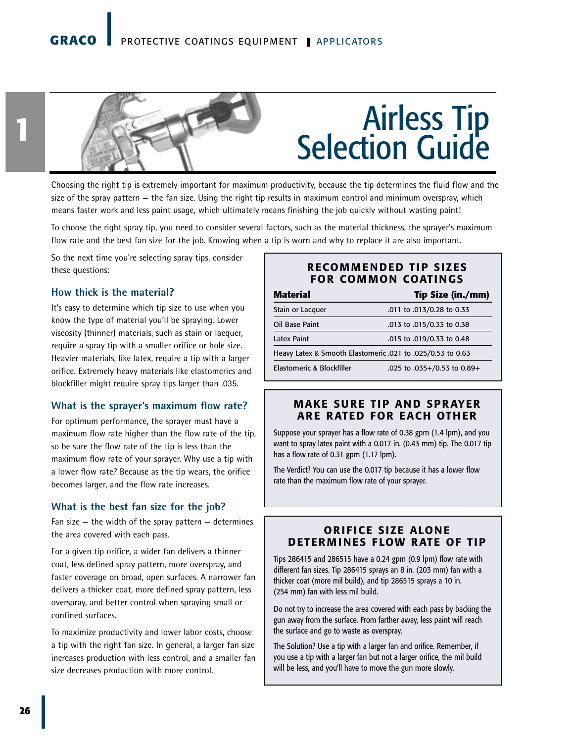# Airless Tip Selection Guide

Choosing the right tip is extremely important for maximum productivity, because the tip determines the fluid flow and the size of the spray pattern — the fan size. Using the right tip results in maximum control and minimum overspray, which means faster work and less paint usage, which ultimately means finishing the job quickly without wasting paint!

To choose the right spray tip, you need to consider several factors, such as the material thickness, the sprayer's maximum flow rate and the best fan size for the job. Knowing when a tip is worn and why to replace it are also important.

So the next time you're selecting spray tips, consider these questions:

### How thick is the material?

It's easy to determine which tip size to use when you know the type of material you'll be spraying. Lower viscosity (thinner) materials, such as stain or lacquer, require a spray tip with a smaller orifice or hole size. Heavier materials, like latex, require a tip with a larger orifice. Extremely heavy materials like elastomerics and blockfiller might require spray tips larger than .035.

### What is the sprayer's maximum flow rate?

For optimum performance, the sprayer must have a maximum flow rate higher than the flow rate of the tip, so be sure the flow rate of the tip is less than the maximum flow rate of your sprayer. Why use a tip with a lower flow rate? Because as the tip wears, the orifice becomes larger, and the flow rate increases.

### What is the best fan size for the job?

Fan size — the width of the spray pattern — determines the area covered with each pass.

For a given tip orifice, a wider fan delivers a thinner coat, less defined spray pattern, more overspray, and faster coverage on broad, open surfaces. A narrower fan delivers a thicker coat, more defined spray pattern, less overspray, and better control when spraying small or confined surfaces.

To maximize productivity and lower labor costs, choose a tip with the right fan size. In general, a larger fan size increases production with less control, and a smaller fan size decreases production with more control.

## RECOMMENDED TIP SIZES FOR COMMON COATINGS

| Material | Tip Size (in./mm) |
|---|---|
| Stain or Lacquer | .011 to .013/0.28 to 0.33 |
| Oil Base Paint | .013 to .015/0.33 to 0.38 |
| Latex Paint | .015 to .019/0.33 to 0.48 |
| Heavy Latex & Smooth Elastomeric | .021 to .025/0.53 to 0.63 |
| Elastomeric & Blockfiller | .025 to .035+/0.53 to 0.89+ |

## MAKE SURE TIP AND SPRAYER ARE RATED FOR EACH OTHER

Suppose your sprayer has a flow rate of 0.38 gpm (1.4 lpm), and you want to spray latex paint with a 0.017 in. (0.43 mm) tip. The 0.017 tip has a flow rate of 0.31 gpm (1.17 lpm).

The Verdict? You can use the 0.017 tip because it has a lower flow rate than the maximum flow rate of your sprayer.

## ORIFICE SIZE ALONE DETERMINES FLOW RATE OF TIP

Tips 286415 and 286515 have a 0.24 gpm (0.9 lpm) flow rate with different fan sizes. Tip 286415 sprays an 8 in. (203 mm) fan with a thicker coat (more mil build), and tip 286515 sprays a 10 in. (254 mm) fan with less mil build.

Do not try to increase the area covered with each pass by backing the gun away from the surface. From farther away, less paint will reach the surface and go to waste as overspray.

The Solution? Use a tip with a larger fan and orifice. Remember, if you use a tip with a larger fan but not a larger orifice, the mil build will be less, and you'll have to move the gun more slowly.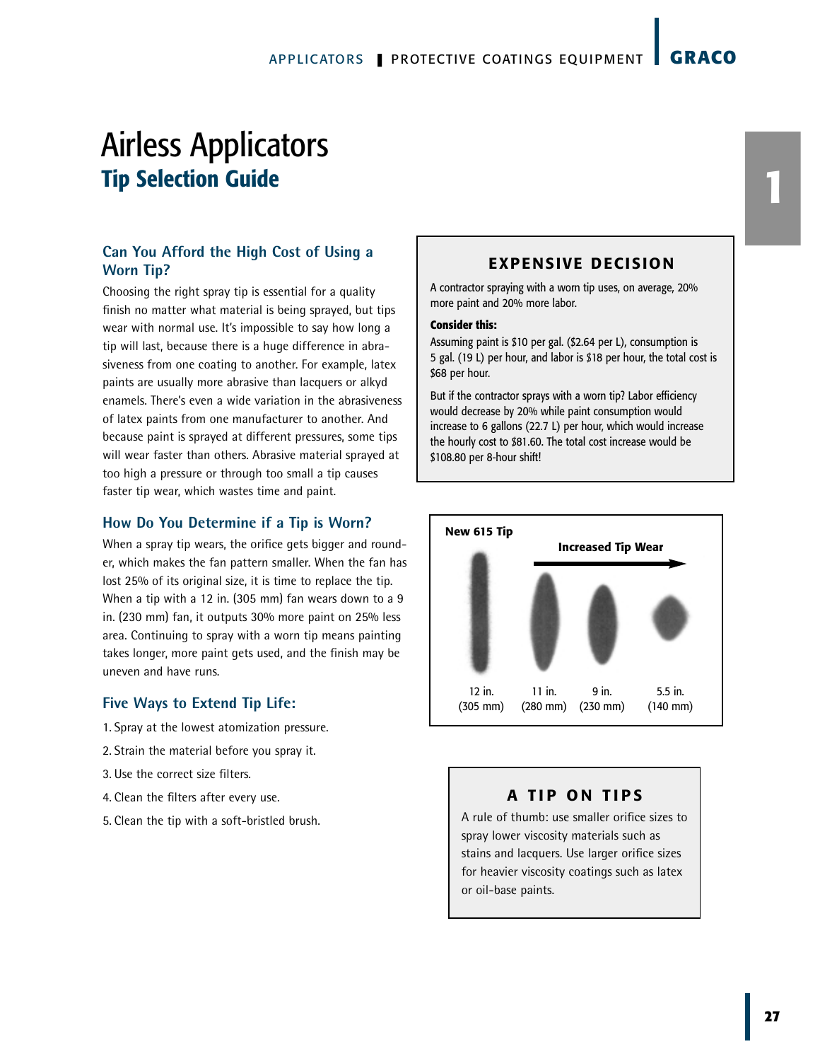# Airless Applicators

## Tip Selection Guide

### Can You Afford the High Cost of Using a Worn Tip?

Choosing the right spray tip is essential for a quality finish no matter what material is being sprayed, but tips wear with normal use. It's impossible to say how long a tip will last, because there is a huge difference in abrasiveness from one coating to another. For example, latex paints are usually more abrasive than lacquers or alkyd enamels. There's even a wide variation in the abrasiveness of latex paints from one manufacturer to another. And because paint is sprayed at different pressures, some tips will wear faster than others. Abrasive material sprayed at too high a pressure or through too small a tip causes faster tip wear, which wastes time and paint.

### How Do You Determine if a Tip is Worn?

When a spray tip wears, the orifice gets bigger and rounder, which makes the fan pattern smaller. When the fan has lost 25% of its original size, it is time to replace the tip. When a tip with a 12 in. (305 mm) fan wears down to a 9 in. (230 mm) fan, it outputs 30% more paint on 25% less area. Continuing to spray with a worn tip means painting takes longer, more paint gets used, and the finish may be uneven and have runs.

### Five Ways to Extend Tip Life:

1. Spray at the lowest atomization pressure.
2. Strain the material before you spray it.
3. Use the correct size filters.
4. Clean the filters after every use.
5. Clean the tip with a soft-bristled brush.

### EXPENSIVE DECISION

A contractor spraying with a worn tip uses, on average, 20% more paint and 20% more labor.

**Consider this:**

Assuming paint is $10 per gal. ($2.64 per L), consumption is 5 gal. (19 L) per hour, and labor is $18 per hour, the total cost is $68 per hour.

But if the contractor sprays with a worn tip? Labor efficiency would decrease by 20% while paint consumption would increase to 6 gallons (22.7 L) per hour, which would increase the hourly cost to $81.60. The total cost increase would be $108.80 per 8-hour shift!

**New 615 Tip** — **Increased Tip Wear** →

12 in. (305 mm) | 11 in. (280 mm) | 9 in. (230 mm) | 5.5 in. (140 mm)

### A TIP ON TIPS

A rule of thumb: use smaller orifice sizes to spray lower viscosity materials such as stains and lacquers. Use larger orifice sizes for heavier viscosity coatings such as latex or oil-base paints.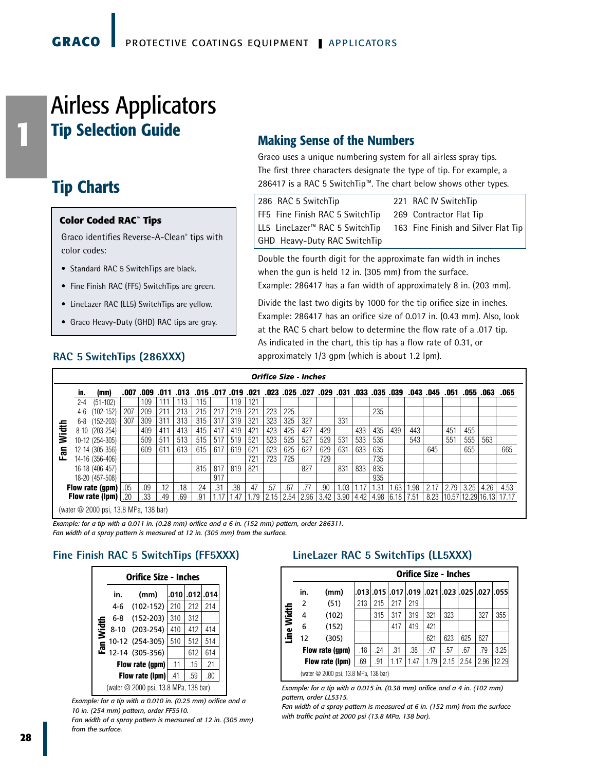# Airless Applicators

## Tip Selection Guide

## Tip Charts

### Color Coded RAC™ Tips

Graco identifies Reverse-A-Clean® tips with color codes:

- Standard RAC 5 SwitchTips are black.
- Fine Finish RAC (FF5) SwitchTips are green.
- LineLazer RAC (LL5) SwitchTips are yellow.
- Graco Heavy-Duty (GHD) RAC tips are gray.

## Making Sense of the Numbers

Graco uses a unique numbering system for all airless spray tips. The first three characters designate the type of tip. For example, a 286417 is a RAC 5 SwitchTip™. The chart below shows other types.

| | |
|---|---|
| 286 RAC 5 SwitchTip | 221 RAC IV SwitchTip |
| FF5 Fine Finish RAC 5 SwitchTip | 269 Contractor Flat Tip |
| LL5 LineLazer™ RAC 5 SwitchTip | 163 Fine Finish and Silver Flat Tip |
| GHD Heavy-Duty RAC SwitchTip | |

Double the fourth digit for the approximate fan width in inches when the gun is held 12 in. (305 mm) from the surface. Example: 286417 has a fan width of approximately 8 in. (203 mm).

Divide the last two digits by 1000 for the tip orifice size in inches. Example: 286417 has an orifice size of 0.017 in. (0.43 mm). Also, look at the RAC 5 chart below to determine the flow rate of a .017 tip. As indicated in the chart, this tip has a flow rate of 0.31, or approximately 1/3 gpm (which is about 1.2 lpm).

### RAC 5 SwitchTips (286XXX)

| Fan Width | | Orifice Size - Inches | | | | | | | | | | | | | | | | | | | | | |
|---|---|---|---|---|---|---|---|---|---|---|---|---|---|---|---|---|---|---|---|---|---|---|---|
| in. | (mm) | .007 | .009 | .011 | .013 | .015 | .017 | .019 | .021 | .023 | .025 | .027 | .029 | .031 | .033 | .035 | .039 | .043 | .045 | .051 | .055 | .063 | .065 |
| 2-4 | (51-102) | | 109 | 111 | 113 | 115 | | 119 | 121 | | | | | | | | | | | | | | |
| 4-6 | (102-152) | 207 | 209 | 211 | 213 | 215 | 217 | 219 | 221 | 223 | 225 | | | | | 235 | | | | | | | |
| 6-8 | (152-203) | 307 | 309 | 311 | 313 | 315 | 317 | 319 | 321 | 323 | 325 | 327 | | 331 | | | | | | | | | |
| 8-10 | (203-254) | | 409 | 411 | 413 | 415 | 417 | 419 | 421 | 423 | 425 | 427 | 429 | | 433 | 435 | 439 | 443 | | 451 | 455 | | |
| 10-12 | (254-305) | | 509 | 511 | 513 | 515 | 517 | 519 | 521 | 523 | 525 | 527 | 529 | 531 | 533 | 535 | | 543 | | 551 | 555 | 563 | |
| 12-14 | (305-356) | | 609 | 611 | 613 | 615 | 617 | 619 | 621 | 623 | 625 | 627 | 629 | 631 | 633 | 635 | | | 645 | | 655 | | 665 |
| 14-16 | (356-406) | | | | | | | | 721 | 723 | 725 | | 729 | | | 735 | | | | | | | |
| 16-18 | (406-457) | | | | | 815 | 817 | 819 | 821 | | | 827 | | 831 | 833 | 835 | | | | | | | |
| 18-20 | (457-508) | | | | | | 917 | | | | | | | | | 935 | | | | | | | |
| Flow rate (gpm) | | .05 | .09 | .12 | .18 | .24 | .31 | .38 | .47 | .57 | .67 | .77 | .90 | 1.03 | 1.17 | 1.31 | 1.63 | 1.98 | 2.17 | 2.79 | 3.25 | 4.26 | 4.53 |
| Flow rate (lpm) | | .20 | .33 | .49 | .69 | .91 | 1.17 | 1.47 | 1.79 | 2.15 | 2.54 | 2.96 | 3.42 | 3.90 | 4.42 | 4.98 | 6.18 | 7.51 | 8.23 | 10.57 | 12.29 | 16.13 | 17.17 |

(water @ 2000 psi, 13.8 MPa, 138 bar)

*Example: for a tip with a 0.011 in. (0.28 mm) orifice and a 6 in. (152 mm) pattern, order 286311.*
*Fan width of a spray pattern is measured at 12 in. (305 mm) from the surface.*

### Fine Finish RAC 5 SwitchTips (FF5XXX)

| Fan Width | | Orifice Size - Inches | | |
|---|---|---|---|---|
| in. | (mm) | .010 | .012 | .014 |
| 4-6 | (102-152) | 210 | 212 | 214 |
| 6-8 | (152-203) | 310 | 312 | |
| 8-10 | (203-254) | 410 | 412 | 414 |
| 10-12 | (254-305) | 510 | 512 | 514 |
| 12-14 | (305-356) | | 612 | 614 |
| Flow rate (gpm) | | .11 | .15 | .21 |
| Flow rate (lpm) | | .41 | .59 | .80 |

(water @ 2000 psi, 13.8 MPa, 138 bar)

*Example: for a tip with a 0.010 in. (0.25 mm) orifice and a 10 in. (254 mm) pattern, order FF5510.*
*Fan width of a spray pattern is measured at 12 in. (305 mm) from the surface.*

### LineLazer RAC 5 SwitchTips (LL5XXX)

| Line Width | | Orifice Size - Inches | | | | | | | | |
|---|---|---|---|---|---|---|---|---|---|---|
| in. | (mm) | .013 | .015 | .017 | .019 | .021 | .023 | .025 | .027 | .055 |
| 2 | (51) | 213 | 215 | 217 | 219 | | | | | |
| 4 | (102) | | 315 | 317 | 319 | 321 | 323 | | 327 | 355 |
| 6 | (152) | | | 417 | 419 | 421 | | | | |
| 12 | (305) | | | | | 621 | 623 | 625 | 627 | |
| Flow rate (gpm) | | .18 | .24 | .31 | .38 | .47 | .57 | .67 | .79 | 3.25 |
| Flow rate (lpm) | | .69 | .91 | 1.17 | 1.47 | 1.79 | 2.15 | 2.54 | 2.96 | 12.29 |

(water @ 2000 psi, 13.8 MPa, 138 bar)

*Example: for a tip with a 0.015 in. (0.38 mm) orifice and a 4 in. (102 mm) pattern, order LL5315.*
*Fan width of a spray pattern is measured at 6 in. (152 mm) from the surface with traffic paint at 2000 psi (13.8 MPa, 138 bar).*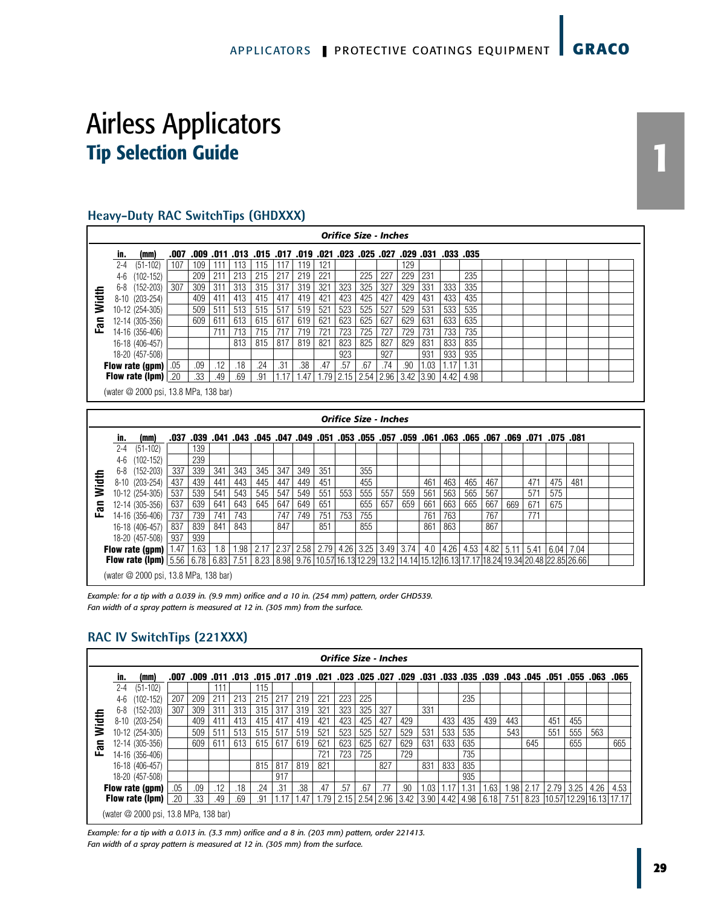# Airless Applicators

## Tip Selection Guide

### Heavy-Duty RAC SwitchTips (GHDXXX)

| Fan Width in. | (mm) | Orifice Size - Inches | | | | | | | | | | | | | | |
|---|---|---|---|---|---|---|---|---|---|---|---|---|---|---|---|---|
| | | .007 | .009 | .011 | .013 | .015 | .017 | .019 | .021 | .023 | .025 | .027 | .029 | .031 | .033 | .035 |
| 2-4 | (51-102) | 107 | 109 | 111 | 113 | 115 | 117 | 119 | 121 | | | | 129 | | | |
| 4-6 | (102-152) | | 209 | 211 | 213 | 215 | 217 | 219 | 221 | | 225 | 227 | 229 | 231 | | 235 |
| 6-8 | (152-203) | 307 | 309 | 311 | 313 | 315 | 317 | 319 | 321 | 323 | 325 | 327 | 329 | 331 | 333 | 335 |
| 8-10 | (203-254) | | 409 | 411 | 413 | 415 | 417 | 419 | 421 | 423 | 425 | 427 | 429 | 431 | 433 | 435 |
| 10-12 | (254-305) | | 509 | 511 | 513 | 515 | 517 | 519 | 521 | 523 | 525 | 527 | 529 | 531 | 533 | 535 |
| 12-14 | (305-356) | | 609 | 611 | 613 | 615 | 617 | 619 | 621 | 623 | 625 | 627 | 629 | 631 | 633 | 635 |
| 14-16 | (356-406) | | | 711 | 713 | 715 | 717 | 719 | 721 | 723 | 725 | 727 | 729 | 731 | 733 | 735 |
| 16-18 | (406-457) | | | | 813 | 815 | 817 | 819 | 821 | 823 | 825 | 827 | 829 | 831 | 833 | 835 |
| 18-20 | (457-508) | | | | | | | | | 923 | | 927 | | 931 | 933 | 935 |
| **Flow rate (gpm)** | | .05 | .09 | .12 | .18 | .24 | .31 | .38 | .47 | .57 | .67 | .74 | .90 | 1.03 | 1.17 | 1.31 |
| **Flow rate (lpm)** | | .20 | .33 | .49 | .69 | .91 | 1.17 | 1.47 | 1.79 | 2.15 | 2.54 | 2.96 | 3.42 | 3.90 | 4.42 | 4.98 |

(water @ 2000 psi, 13.8 MPa, 138 bar)

| Fan Width in. | (mm) | Orifice Size - Inches | | | | | | | | | | | | | | | | | | | |
|---|---|---|---|---|---|---|---|---|---|---|---|---|---|---|---|---|---|---|---|---|---|
| | | .037 | .039 | .041 | .043 | .045 | .047 | .049 | .051 | .053 | .055 | .057 | .059 | .061 | .063 | .065 | .067 | .069 | .071 | .075 | .081 |
| 2-4 | (51-102) | | 139 | | | | | | | | | | | | | | | | | | |
| 4-6 | (102-152) | | 239 | | | | | | | | | | | | | | | | | | |
| 6-8 | (152-203) | 337 | 339 | 341 | 343 | 345 | 347 | 349 | 351 | | 355 | | | | | | | | | | |
| 8-10 | (203-254) | 437 | 439 | 441 | 443 | 445 | 447 | 449 | 451 | | 455 | | | 461 | 463 | 465 | 467 | | 471 | 475 | 481 |
| 10-12 | (254-305) | 537 | 539 | 541 | 543 | 545 | 547 | 549 | 551 | 553 | 555 | 557 | 559 | 561 | 563 | 565 | 567 | | 571 | 575 | |
| 12-14 | (305-356) | 637 | 639 | 641 | 643 | 645 | 647 | 649 | 651 | | 655 | 657 | 659 | 661 | 663 | 665 | 667 | 669 | 671 | 675 | |
| 14-16 | (356-406) | 737 | 739 | 741 | 743 | | 747 | 749 | 751 | 753 | 755 | | | 761 | 763 | | 767 | | 771 | | |
| 16-18 | (406-457) | 837 | 839 | 841 | 843 | | 847 | | 851 | | 855 | | | 861 | 863 | | 867 | | | | |
| 18-20 | (457-508) | 937 | 939 | | | | | | | | | | | | | | | | | | |
| **Flow rate (gpm)** | | 1.47 | 1.63 | 1.8 | 1.98 | 2.17 | 2.37 | 2.58 | 2.79 | 4.26 | 3.25 | 3.49 | 3.74 | 4.0 | 4.26 | 4.53 | 4.82 | 5.11 | 5.41 | 6.04 | 7.04 |
| **Flow rate (lpm)** | | 5.56 | 6.78 | 6.83 | 7.51 | 8.23 | 8.98 | 9.76 | 10.57 | 16.13 | 12.29 | 13.2 | 14.14 | 15.12 | 16.13 | 17.17 | 18.24 | 19.34 | 20.48 | 22.85 | 26.66 |

(water @ 2000 psi, 13.8 MPa, 138 bar)

*Example: for a tip with a 0.039 in. (9.9 mm) orifice and a 10 in. (254 mm) pattern, order GHD539.*
*Fan width of a spray pattern is measured at 12 in. (305 mm) from the surface.*

### RAC IV SwitchTips (221XXX)

| Fan Width in. | (mm) | Orifice Size - Inches | | | | | | | | | | | | | | | | | | | | | |
|---|---|---|---|---|---|---|---|---|---|---|---|---|---|---|---|---|---|---|---|---|---|---|---|
| | | .007 | .009 | .011 | .013 | .015 | .017 | .019 | .021 | .023 | .025 | .027 | .029 | .031 | .033 | .035 | .039 | .043 | .045 | .051 | .055 | .063 | .065 |
| 2-4 | (51-102) | | | 111 | | 115 | | | | | | | | | | | | | | | | | |
| 4-6 | (102-152) | 207 | 209 | 211 | 213 | 215 | 217 | 219 | 221 | 223 | 225 | | | | | 235 | | | | | | | |
| 6-8 | (152-203) | 307 | 309 | 311 | 313 | 315 | 317 | 319 | 321 | 323 | 325 | 327 | | 331 | | | | | | | | | |
| 8-10 | (203-254) | | 409 | 411 | 413 | 415 | 417 | 419 | 421 | 423 | 425 | 427 | 429 | | 433 | 435 | 439 | 443 | | 451 | 455 | | |
| 10-12 | (254-305) | | 509 | 511 | 513 | 515 | 517 | 519 | 521 | 523 | 525 | 527 | 529 | 531 | 533 | 535 | | 543 | | 551 | 555 | 563 | |
| 12-14 | (305-356) | | 609 | 611 | 613 | 615 | 617 | 619 | 621 | 623 | 625 | 627 | 629 | 631 | 633 | 635 | | | 645 | | 655 | | 665 |
| 14-16 | (356-406) | | | | | | | | 721 | 723 | 725 | | 729 | | | 735 | | | | | | | |
| 16-18 | (406-457) | | | | | 815 | 817 | 819 | 821 | | | 827 | | 831 | 833 | 835 | | | | | | | |
| 18-20 | (457-508) | | | | | | 917 | | | | | | | | | 935 | | | | | | | |
| **Flow rate (gpm)** | | .05 | .09 | .12 | .18 | .24 | .31 | .38 | .47 | .57 | .67 | .77 | .90 | 1.03 | 1.17 | 1.31 | 1.63 | 1.98 | 2.17 | 2.79 | 3.25 | 4.26 | 4.53 |
| **Flow rate (lpm)** | | .20 | .33 | .49 | .69 | .91 | 1.17 | 1.47 | 1.79 | 2.15 | 2.54 | 2.96 | 3.42 | 3.90 | 4.42 | 4.98 | 6.18 | 7.51 | 8.23 | 10.57 | 12.29 | 16.13 | 17.17 |

(water @ 2000 psi, 13.8 MPa, 138 bar)

*Example: for a tip with a 0.013 in. (3.3 mm) orifice and a 8 in. (203 mm) pattern, order 221413.*
*Fan width of a spray pattern is measured at 12 in. (305 mm) from the surface.*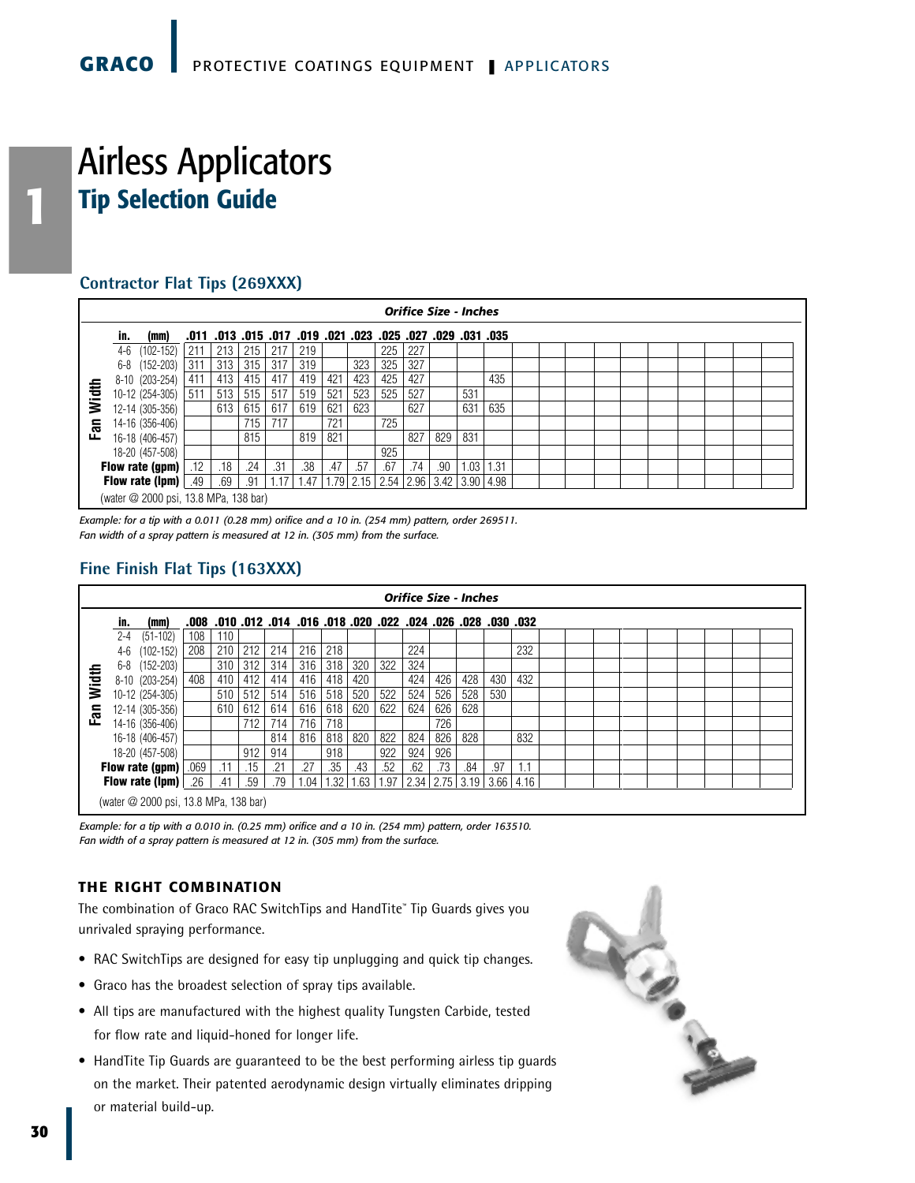# Airless Applicators

## Tip Selection Guide

### Contractor Flat Tips (269XXX)

| Fan Width in. | (mm) | .011 | .013 | .015 | .017 | .019 | .021 | .023 | .025 | .027 | .029 | .031 | .035 |
|---|---|---|---|---|---|---|---|---|---|---|---|---|---|
| | | Orifice Size - Inches | | | | | | | | | | | |
| 4-6 | (102-152) | 211 | 213 | 215 | 217 | 219 | | | 225 | 227 | | | |
| 6-8 | (152-203) | 311 | 313 | 315 | 317 | 319 | | 323 | 325 | 327 | | | |
| 8-10 | (203-254) | 411 | 413 | 415 | 417 | 419 | 421 | 423 | 425 | 427 | | | 435 |
| 10-12 | (254-305) | 511 | 513 | 515 | 517 | 519 | 521 | 523 | 525 | 527 | | 531 | |
| 12-14 | (305-356) | | 613 | 615 | 617 | 619 | 621 | 623 | | 627 | | 631 | 635 |
| 14-16 | (356-406) | | | 715 | 717 | | 721 | | 725 | | | | |
| 16-18 | (406-457) | | | 815 | | 819 | 821 | | | 827 | 829 | 831 | |
| 18-20 | (457-508) | | | | | | | | 925 | | | | |
| **Flow rate (gpm)** | | .12 | .18 | .24 | .31 | .38 | .47 | .57 | .67 | .74 | .90 | 1.03 | 1.31 |
| **Flow rate (lpm)** | | .49 | .69 | .91 | 1.17 | 1.47 | 1.79 | 2.15 | 2.54 | 2.96 | 3.42 | 3.90 | 4.98 |

(water @ 2000 psi, 13.8 MPa, 138 bar)

*Example: for a tip with a 0.011 (0.28 mm) orifice and a 10 in. (254 mm) pattern, order 269511.*
*Fan width of a spray pattern is measured at 12 in. (305 mm) from the surface.*

### Fine Finish Flat Tips (163XXX)

| Fan Width in. | (mm) | .008 | .010 | .012 | .014 | .016 | .018 | .020 | .022 | .024 | .026 | .028 | .030 | .032 |
|---|---|---|---|---|---|---|---|---|---|---|---|---|---|---|
| | | Orifice Size - Inches | | | | | | | | | | | | |
| 2-4 | (51-102) | 108 | 110 | | | | | | | | | | | |
| 4-6 | (102-152) | 208 | 210 | 212 | 214 | 216 | 218 | | | 224 | | | | 232 |
| 6-8 | (152-203) | | 310 | 312 | 314 | 316 | 318 | 320 | 322 | 324 | | | | |
| 8-10 | (203-254) | 408 | 410 | 412 | 414 | 416 | 418 | 420 | | 424 | 426 | 428 | 430 | 432 |
| 10-12 | (254-305) | | 510 | 512 | 514 | 516 | 518 | 520 | 522 | 524 | 526 | 528 | 530 | |
| 12-14 | (305-356) | | 610 | 612 | 614 | 616 | 618 | 620 | 622 | 624 | 626 | 628 | | |
| 14-16 | (356-406) | | | 712 | 714 | 716 | 718 | | | | 726 | | | |
| 16-18 | (406-457) | | | | 814 | 816 | 818 | 820 | 822 | 824 | 826 | 828 | | 832 |
| 18-20 | (457-508) | | | 912 | 914 | | 918 | | 922 | 924 | 926 | | | |
| **Flow rate (gpm)** | | .069 | .11 | .15 | .21 | .27 | .35 | .43 | .52 | .62 | .73 | .84 | .97 | 1.1 |
| **Flow rate (lpm)** | | .26 | .41 | .59 | .79 | 1.04 | 1.32 | 1.63 | 1.97 | 2.34 | 2.75 | 3.19 | 3.66 | 4.16 |

(water @ 2000 psi, 13.8 MPa, 138 bar)

*Example: for a tip with a 0.010 in. (0.25 mm) orifice and a 10 in. (254 mm) pattern, order 163510.*
*Fan width of a spray pattern is measured at 12 in. (305 mm) from the surface.*

#### THE RIGHT COMBINATION

The combination of Graco RAC SwitchTips and HandTite™ Tip Guards gives you unrivaled spraying performance.

- RAC SwitchTips are designed for easy tip unplugging and quick tip changes.
- Graco has the broadest selection of spray tips available.
- All tips are manufactured with the highest quality Tungsten Carbide, tested for flow rate and liquid-honed for longer life.
- HandTite Tip Guards are guaranteed to be the best performing airless tip guards on the market. Their patented aerodynamic design virtually eliminates dripping or material build-up.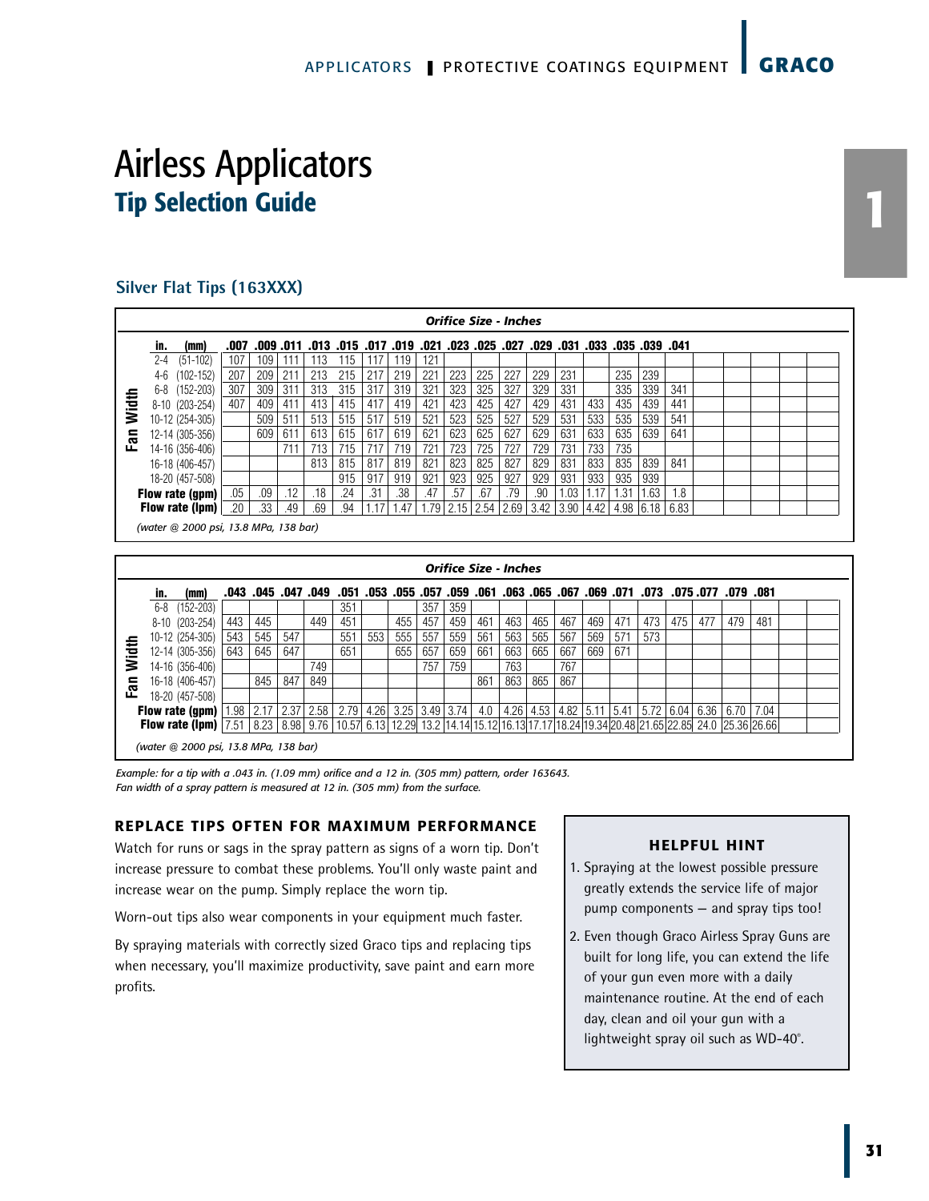# Airless Applicators

## Tip Selection Guide

### Silver Flat Tips (163XXX)

| Fan Width in. (mm) | Orifice Size - Inches .007 | .009 | .011 | .013 | .015 | .017 | .019 | .021 | .023 | .025 | .027 | .029 | .031 | .033 | .035 | .039 | .041 |
|---|---|---|---|---|---|---|---|---|---|---|---|---|---|---|---|---|---|
| 2-4 (51-102) | 107 | 109 | 111 | 113 | 115 | 117 | 119 | 121 | | | | | | | | | |
| 4-6 (102-152) | 207 | 209 | 211 | 213 | 215 | 217 | 219 | 221 | 223 | 225 | 227 | 229 | 231 | | 235 | 239 | |
| 6-8 (152-203) | 307 | 309 | 311 | 313 | 315 | 317 | 319 | 321 | 323 | 325 | 327 | 329 | 331 | | 335 | 339 | 341 |
| 8-10 (203-254) | 407 | 409 | 411 | 413 | 415 | 417 | 419 | 421 | 423 | 425 | 427 | 429 | 431 | 433 | 435 | 439 | 441 |
| 10-12 (254-305) | | 509 | 511 | 513 | 515 | 517 | 519 | 521 | 523 | 525 | 527 | 529 | 531 | 533 | 535 | 539 | 541 |
| 12-14 (305-356) | | 609 | 611 | 613 | 615 | 617 | 619 | 621 | 623 | 625 | 627 | 629 | 631 | 633 | 635 | 639 | 641 |
| 14-16 (356-406) | | | 711 | 713 | 715 | 717 | 719 | 721 | 723 | 725 | 727 | 729 | 731 | 733 | 735 | | |
| 16-18 (406-457) | | | | 813 | 815 | 817 | 819 | 821 | 823 | 825 | 827 | 829 | 831 | 833 | 835 | 839 | 841 |
| 18-20 (457-508) | | | | | 915 | 917 | 919 | 921 | 923 | 925 | 927 | 929 | 931 | 933 | 935 | 939 | |
| **Flow rate (gpm)** | .05 | .09 | .12 | .18 | .24 | .31 | .38 | .47 | .57 | .67 | .79 | .90 | 1.03 | 1.17 | 1.31 | 1.63 | 1.8 |
| **Flow rate (lpm)** | .20 | .33 | .49 | .69 | .94 | 1.17 | 1.47 | 1.79 | 2.15 | 2.54 | 2.69 | 3.42 | 3.90 | 4.42 | 4.98 | 6.18 | 6.83 |

*(water @ 2000 psi, 13.8 MPa, 138 bar)*

| Fan Width in. (mm) | Orifice Size - Inches .043 | .045 | .047 | .049 | .051 | .053 | .055 | .057 | .059 | .061 | .063 | .065 | .067 | .069 | .071 | .073 | .075 | .077 | .079 | .081 |
|---|---|---|---|---|---|---|---|---|---|---|---|---|---|---|---|---|---|---|---|---|
| 6-8 (152-203) | | | | | 351 | | | 357 | 359 | | | | | | | | | | | |
| 8-10 (203-254) | 443 | 445 | | 449 | 451 | | 455 | 457 | 459 | 461 | 463 | 465 | 467 | 469 | 471 | 473 | 475 | 477 | 479 | 481 |
| 10-12 (254-305) | 543 | 545 | 547 | | 551 | 553 | 555 | 557 | 559 | 561 | 563 | 565 | 567 | 569 | 571 | 573 | | | | |
| 12-14 (305-356) | 643 | 645 | 647 | | 651 | | 655 | 657 | 659 | 661 | 663 | 665 | 667 | 669 | 671 | | | | | |
| 14-16 (356-406) | | | | 749 | | | | 757 | 759 | | 763 | | 767 | | | | | | | |
| 16-18 (406-457) | | 845 | 847 | 849 | | | | | | 861 | 863 | 865 | 867 | | | | | | | |
| 18-20 (457-508) | | | | | | | | | | | | | | | | | | | | |
| **Flow rate (gpm)** | 1.98 | 2.17 | 2.37 | 2.58 | 2.79 | 4.26 | 3.25 | 3.49 | 3.74 | 4.0 | 4.26 | 4.53 | 4.82 | 5.11 | 5.41 | 5.72 | 6.04 | 6.36 | 6.70 | 7.04 |
| **Flow rate (lpm)** | 7.51 | 8.23 | 8.98 | 9.76 | 10.57 | 6.13 | 12.29 | 13.2 | 14.14 | 15.12 | 16.13 | 17.17 | 18.24 | 19.34 | 20.48 | 21.65 | 22.85 | 24.0 | 25.36 | 26.66 |

*(water @ 2000 psi, 13.8 MPa, 138 bar)*

*Example: for a tip with a .043 in. (1.09 mm) orifice and a 12 in. (305 mm) pattern, order 163643.*
*Fan width of a spray pattern is measured at 12 in. (305 mm) from the surface.*

#### REPLACE TIPS OFTEN FOR MAXIMUM PERFORMANCE

Watch for runs or sags in the spray pattern as signs of a worn tip. Don't increase pressure to combat these problems. You'll only waste paint and increase wear on the pump. Simply replace the worn tip.

Worn-out tips also wear components in your equipment much faster.

By spraying materials with correctly sized Graco tips and replacing tips when necessary, you'll maximize productivity, save paint and earn more profits.

#### HELPFUL HINT

1. Spraying at the lowest possible pressure greatly extends the service life of major pump components – and spray tips too!
2. Even though Graco Airless Spray Guns are built for long life, you can extend the life of your gun even more with a daily maintenance routine. At the end of each day, clean and oil your gun with a lightweight spray oil such as WD-40®.